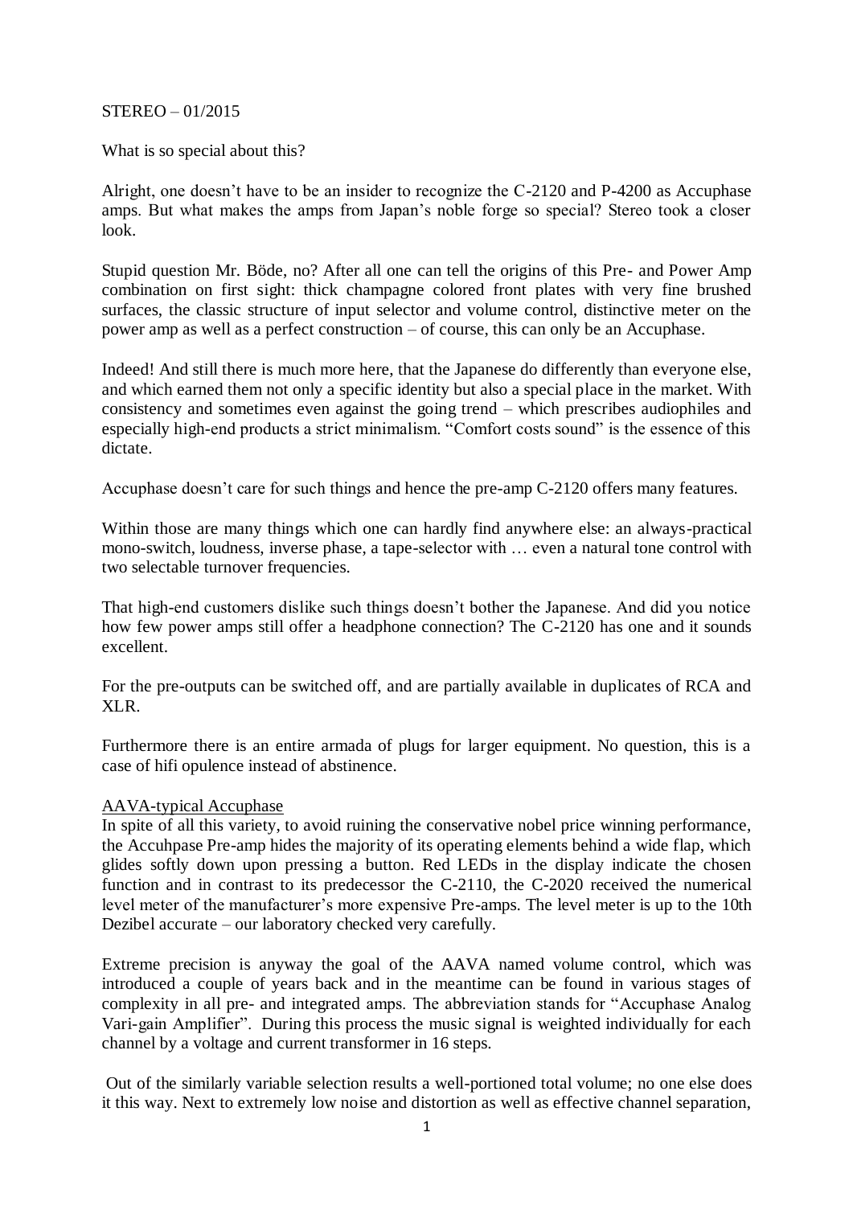STEREO – 01/2015

What is so special about this?

Alright, one doesn't have to be an insider to recognize the C-2120 and P-4200 as Accuphase amps. But what makes the amps from Japan's noble forge so special? Stereo took a closer look.

Stupid question Mr. Böde, no? After all one can tell the origins of this Pre- and Power Amp combination on first sight: thick champagne colored front plates with very fine brushed surfaces, the classic structure of input selector and volume control, distinctive meter on the power amp as well as a perfect construction – of course, this can only be an Accuphase.

Indeed! And still there is much more here, that the Japanese do differently than everyone else, and which earned them not only a specific identity but also a special place in the market. With consistency and sometimes even against the going trend – which prescribes audiophiles and especially high-end products a strict minimalism. "Comfort costs sound" is the essence of this dictate.

Accuphase doesn't care for such things and hence the pre-amp C-2120 offers many features.

Within those are many things which one can hardly find anywhere else: an always-practical mono-switch, loudness, inverse phase, a tape-selector with … even a natural tone control with two selectable turnover frequencies.

That high-end customers dislike such things doesn't bother the Japanese. And did you notice how few power amps still offer a headphone connection? The C-2120 has one and it sounds excellent.

For the pre-outputs can be switched off, and are partially available in duplicates of RCA and XLR.

Furthermore there is an entire armada of plugs for larger equipment. No question, this is a case of hifi opulence instead of abstinence.

## AAVA-typical Accuphase

In spite of all this variety, to avoid ruining the conservative nobel price winning performance, the Accuhpase Pre-amp hides the majority of its operating elements behind a wide flap, which glides softly down upon pressing a button. Red LEDs in the display indicate the chosen function and in contrast to its predecessor the C-2110, the C-2020 received the numerical level meter of the manufacturer's more expensive Pre-amps. The level meter is up to the 10th Dezibel accurate – our laboratory checked very carefully.

Extreme precision is anyway the goal of the AAVA named volume control, which was introduced a couple of years back and in the meantime can be found in various stages of complexity in all pre- and integrated amps. The abbreviation stands for "Accuphase Analog Vari-gain Amplifier". During this process the music signal is weighted individually for each channel by a voltage and current transformer in 16 steps.

Out of the similarly variable selection results a well-portioned total volume; no one else does it this way. Next to extremely low noise and distortion as well as effective channel separation,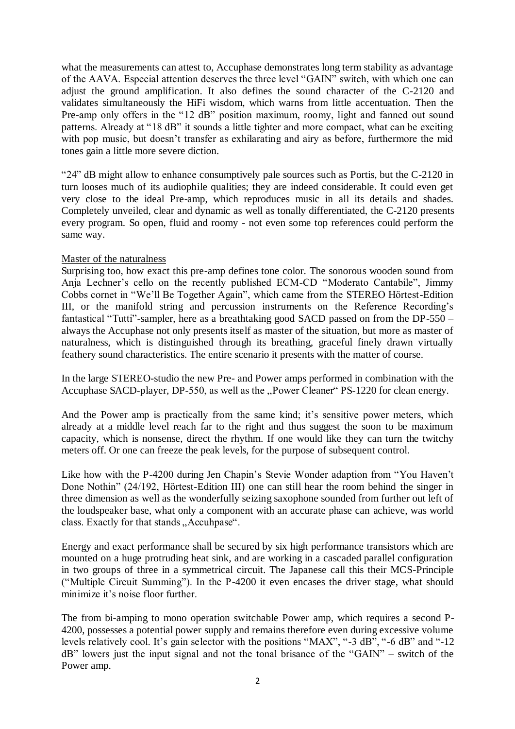what the measurements can attest to, Accuphase demonstrates long term stability as advantage of the AAVA. Especial attention deserves the three level "GAIN" switch, with which one can adjust the ground amplification. It also defines the sound character of the C-2120 and validates simultaneously the HiFi wisdom, which warns from little accentuation. Then the Pre-amp only offers in the "12 dB" position maximum, roomy, light and fanned out sound patterns. Already at "18 dB" it sounds a little tighter and more compact, what can be exciting with pop music, but doesn't transfer as exhilarating and airy as before, furthermore the mid tones gain a little more severe diction.

"24" dB might allow to enhance consumptively pale sources such as Portis, but the C-2120 in turn looses much of its audiophile qualities; they are indeed considerable. It could even get very close to the ideal Pre-amp, which reproduces music in all its details and shades. Completely unveiled, clear and dynamic as well as tonally differentiated, the C-2120 presents every program. So open, fluid and roomy - not even some top references could perform the same way.

<u>Master of the naturalness</u>

Surprising too, how exact this pre-amp defines tone color. The sonorous wooden sound from Anja Lechner's cello on the recently published ECM-CD "Moderato Cantabile", Jimmy Cobbs cornet in "We'll Be Together Again", which came from the STEREO Hörtest-Edition III, or the manifold string and percussion instruments on the Reference Recording's fantastical "Tutti"-sampler, here as a breathtaking good SACD passed on from the DP-550 – always the Accuphase not only presents itself as master of the situation, but more as master of naturalness, which is distinguished through its breathing, graceful finely drawn virtually feathery sound characteristics. The entire scenario it presents with the matter of course.

In the large STEREO-studio the new Pre- and Power amps performed in combination with the Accuphase SACD-player, DP-550, as well as the „Power Cleaner" PS-1220 for clean energy.

And the Power amp is practically from the same kind; it's sensitive power meters, which already at a middle level reach far to the right and thus suggest the soon to be maximum capacity, which is nonsense, direct the rhythm. If one would like they can turn the twitchy meters off. Or one can freeze the peak levels, for the purpose of subsequent control.

Like how with the P-4200 during Jen Chapin's Stevie Wonder adaption from "You Haven't Done Nothin" (24/192, Hörtest-Edition III) one can still hear the room behind the singer in three dimension as well as the wonderfully seizing saxophone sounded from further out left of the loudspeaker base, what only a component with an accurate phase can achieve, was world class. Exactly for that stands „Accuhpase".

Energy and exact performance shall be secured by six high performance transistors which are mounted on a huge protruding heat sink, and are working in a cascaded parallel configuration in two groups of three in a symmetrical circuit. The Japanese call this their MCS-Principle ("Multiple Circuit Summing"). In the P-4200 it even encases the driver stage, what should minimize it's noise floor further.

The from bi-amping to mono operation switchable Power amp, which requires a second P-4200, possesses a potential power supply and remains therefore even during excessive volume levels relatively cool. It's gain selector with the positions "MAX", "-3 dB", "-6 dB" and "-12 dB" lowers just the input signal and not the tonal brisance of the "GAIN" – switch of the Power amp.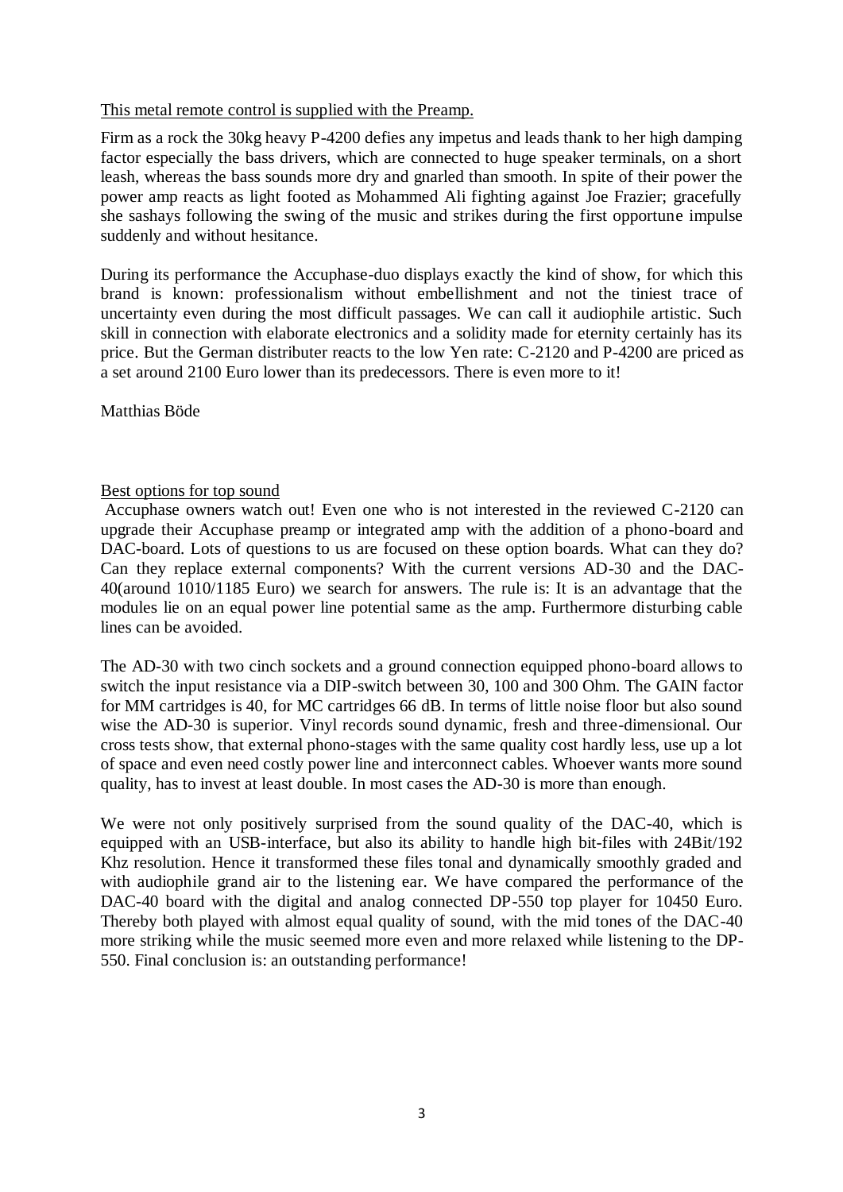This metal remote control is supplied with the Preamp.

Firm as a rock the 30kg heavy P-4200 defies any impetus and leads thank to her high damping factor especially the bass drivers, which are connected to huge speaker terminals, on a short leash, whereas the bass sounds more dry and gnarled than smooth. In spite of their power the power amp reacts as light footed as Mohammed Ali fighting against Joe Frazier; gracefully she sashays following the swing of the music and strikes during the first opportune impulse suddenly and without hesitance.

During its performance the Accuphase-duo displays exactly the kind of show, for which this brand is known: professionalism without embellishment and not the tiniest trace of uncertainty even during the most difficult passages. We can call it audiophile artistic. Such skill in connection with elaborate electronics and a solidity made for eternity certainly has its price. But the German distributer reacts to the low Yen rate: C-2120 and P-4200 are priced as a set around 2100 Euro lower than its predecessors. There is even more to it!

Matthias Böde

## Best options for top sound

Accuphase owners watch out! Even one who is not interested in the reviewed C-2120 can upgrade their Accuphase preamp or integrated amp with the addition of a phono-board and DAC-board. Lots of questions to us are focused on these option boards. What can they do? Can they replace external components? With the current versions AD-30 and the DAC-40(around 1010/1185 Euro) we search for answers. The rule is: It is an advantage that the modules lie on an equal power line potential same as the amp. Furthermore disturbing cable lines can be avoided.

The AD-30 with two cinch sockets and a ground connection equipped phono-board allows to switch the input resistance via a DIP-switch between 30, 100 and 300 Ohm. The GAIN factor for MM cartridges is 40, for MC cartridges 66 dB. In terms of little noise floor but also sound wise the AD-30 is superior. Vinyl records sound dynamic, fresh and three-dimensional. Our cross tests show, that external phono-stages with the same quality cost hardly less, use up a lot of space and even need costly power line and interconnect cables. Whoever wants more sound quality, has to invest at least double. In most cases the AD-30 is more than enough.

We were not only positively surprised from the sound quality of the DAC-40, which is equipped with an USB-interface, but also its ability to handle high bit-files with 24Bit/192 Khz resolution. Hence it transformed these files tonal and dynamically smoothly graded and with audiophile grand air to the listening ear. We have compared the performance of the DAC-40 board with the digital and analog connected DP-550 top player for 10450 Euro. Thereby both played with almost equal quality of sound, with the mid tones of the DAC-40 more striking while the music seemed more even and more relaxed while listening to the DP-550. Final conclusion is: an outstanding performance!